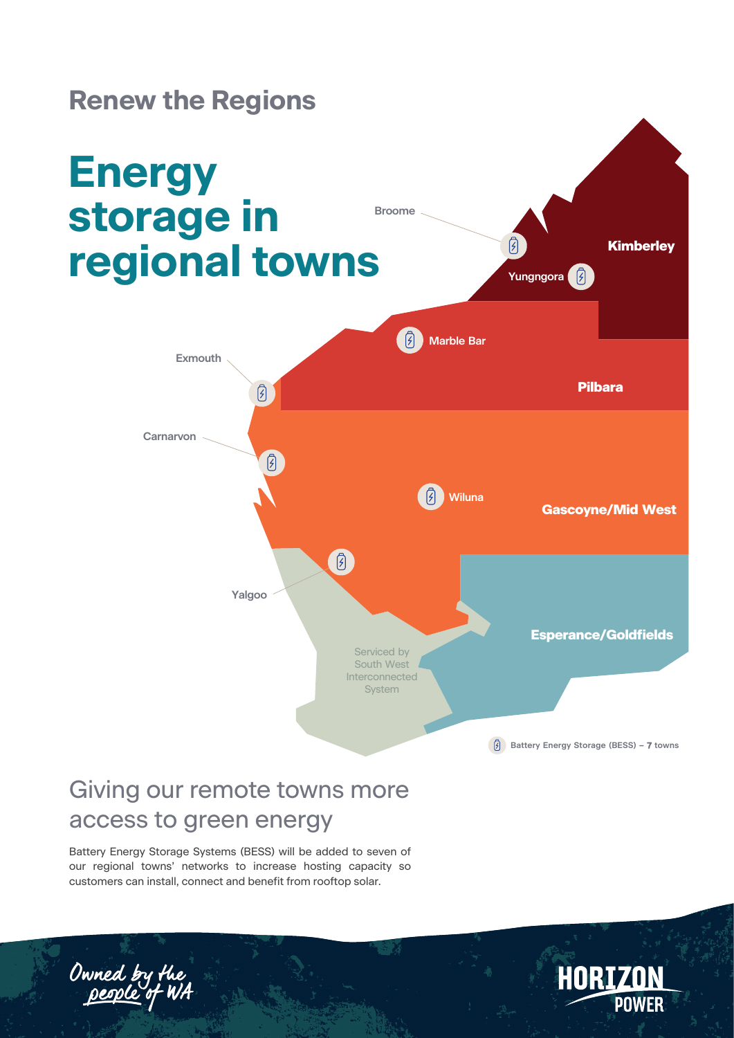## Renew the Regions

# Energy storage in regional towns

Broome

Kimberley

Yungngora

Marble Bar

Exmouth

Pilbara

Carnarvon

Wiluna

Gascoyne/Mid West

Yalgoo

Esperance/Goldfields

Serviced by South West Interconnected System

Battery Energy Storage (BESS) – **7** towns

## Giving our remote towns more access to green energy

Battery Energy Storage Systems (BESS) will be added to seven of our regional towns' networks to increase hosting capacity so customers can install, connect and benefit from rooftop solar.

Owned by the people of WA

HORIZON POWER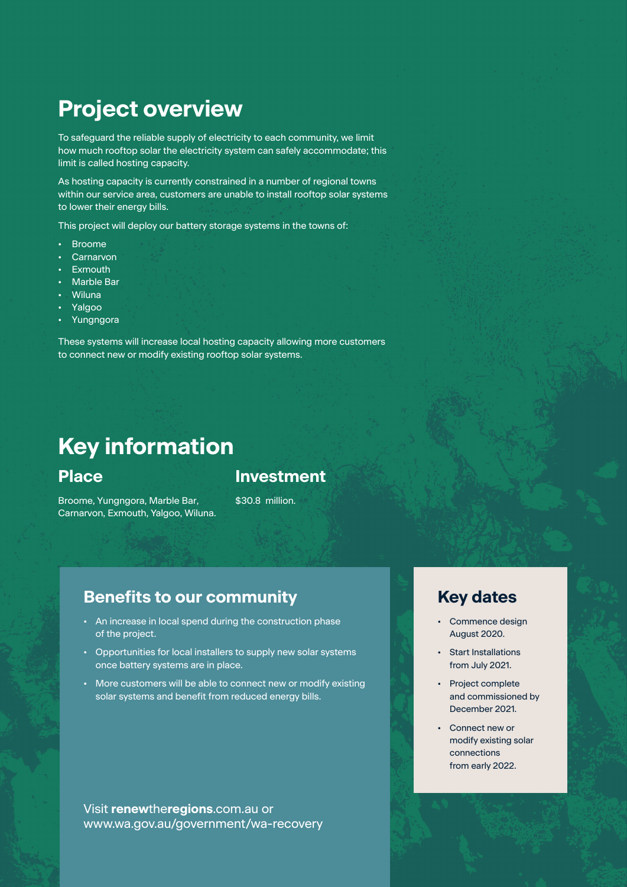# Project overview

To safeguard the reliable supply of electricity to each community, we limit how much rooftop solar the electricity system can safely accommodate; this limit is called hosting capacity.

As hosting capacity is currently constrained in a number of regional towns within our service area, customers are unable to install rooftop solar systems to lower their energy bills.

This project will deploy our battery storage systems in the towns of:

- Broome
- Carnarvon
- Exmouth
- Marble Bar
- Wiluna
- Yalgoo
- Yungngora

These systems will increase local hosting capacity allowing more customers to connect new or modify existing rooftop solar systems.

# Key information

## Place

Broome, Yungngora, Marble Bar, Carnarvon, Exmouth, Yalgoo, Wiluna.

## Investment

$30.8 million.

## Benefits to our community

- An increase in local spend during the construction phase of the project.
- Opportunities for local installers to supply new solar systems once battery systems are in place.
- More customers will be able to connect new or modify existing solar systems and benefit from reduced energy bills.

Visit **renew**the**regions**.com.au or www.wa.gov.au/government/wa-recovery

## Key dates

- Commence design August 2020.
- Start Installations from July 2021.
- Project complete and commissioned by December 2021.
- Connect new or modify existing solar connections from early 2022.